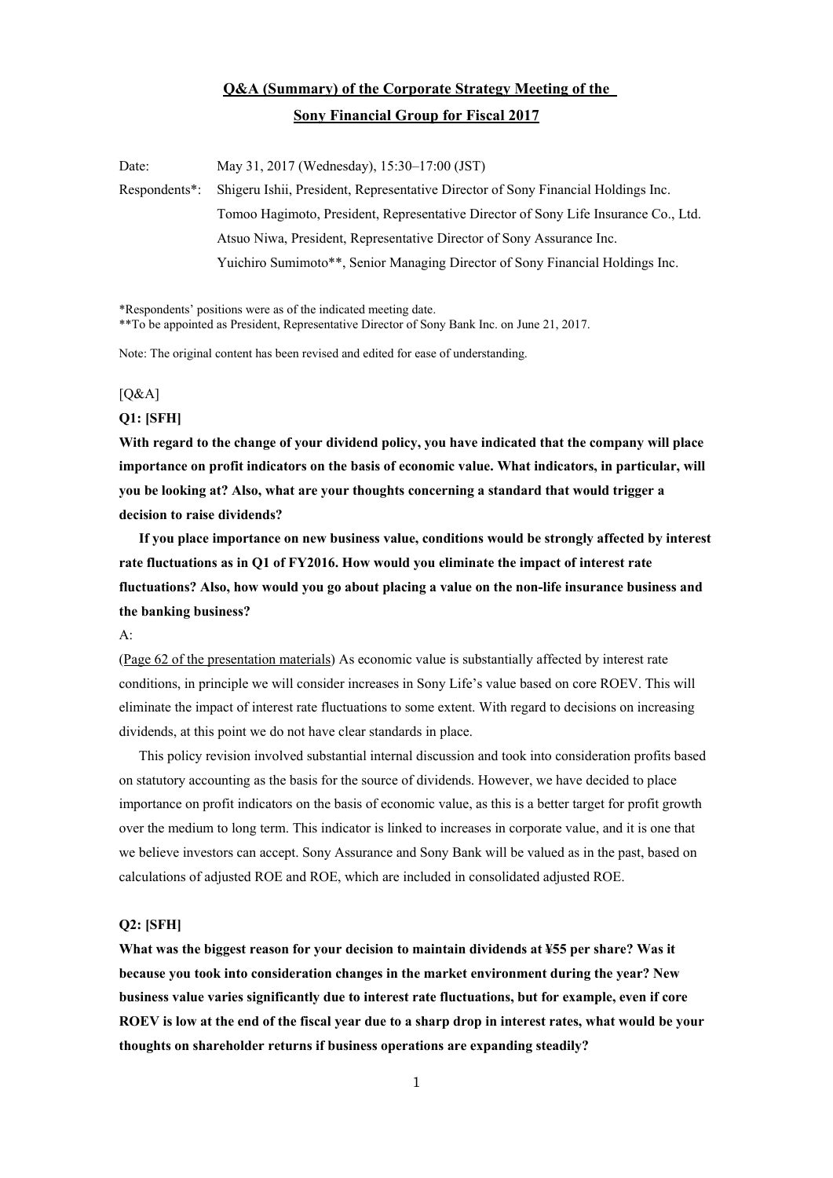# Q&A (Summary) of the Corporate Strategy Meeting of the Sony Financial Group for Fiscal 2017

Date: May 31, 2017 (Wednesday), 15:30–17:00 (JST)

Respondents*: Shigeru Ishii, President, Representative Director of Sony Financial Holdings Inc.
Tomoo Hagimoto, President, Representative Director of Sony Life Insurance Co., Ltd.
Atsuo Niwa, President, Representative Director of Sony Assurance Inc.
Yuichiro Sumimoto**, Senior Managing Director of Sony Financial Holdings Inc.

*Respondents' positions were as of the indicated meeting date.
**To be appointed as President, Representative Director of Sony Bank Inc. on June 21, 2017.

Note: The original content has been revised and edited for ease of understanding.

[Q&A]

**Q1: [SFH]**

**With regard to the change of your dividend policy, you have indicated that the company will place importance on profit indicators on the basis of economic value. What indicators, in particular, will you be looking at? Also, what are your thoughts concerning a standard that would trigger a decision to raise dividends?**

**If you place importance on new business value, conditions would be strongly affected by interest rate fluctuations as in Q1 of FY2016. How would you eliminate the impact of interest rate fluctuations? Also, how would you go about placing a value on the non-life insurance business and the banking business?**

A:

(Page 62 of the presentation materials) As economic value is substantially affected by interest rate conditions, in principle we will consider increases in Sony Life's value based on core ROEV. This will eliminate the impact of interest rate fluctuations to some extent. With regard to decisions on increasing dividends, at this point we do not have clear standards in place.

This policy revision involved substantial internal discussion and took into consideration profits based on statutory accounting as the basis for the source of dividends. However, we have decided to place importance on profit indicators on the basis of economic value, as this is a better target for profit growth over the medium to long term. This indicator is linked to increases in corporate value, and it is one that we believe investors can accept. Sony Assurance and Sony Bank will be valued as in the past, based on calculations of adjusted ROE and ROE, which are included in consolidated adjusted ROE.

**Q2: [SFH]**

**What was the biggest reason for your decision to maintain dividends at ¥55 per share? Was it because you took into consideration changes in the market environment during the year? New business value varies significantly due to interest rate fluctuations, but for example, even if core ROEV is low at the end of the fiscal year due to a sharp drop in interest rates, what would be your thoughts on shareholder returns if business operations are expanding steadily?**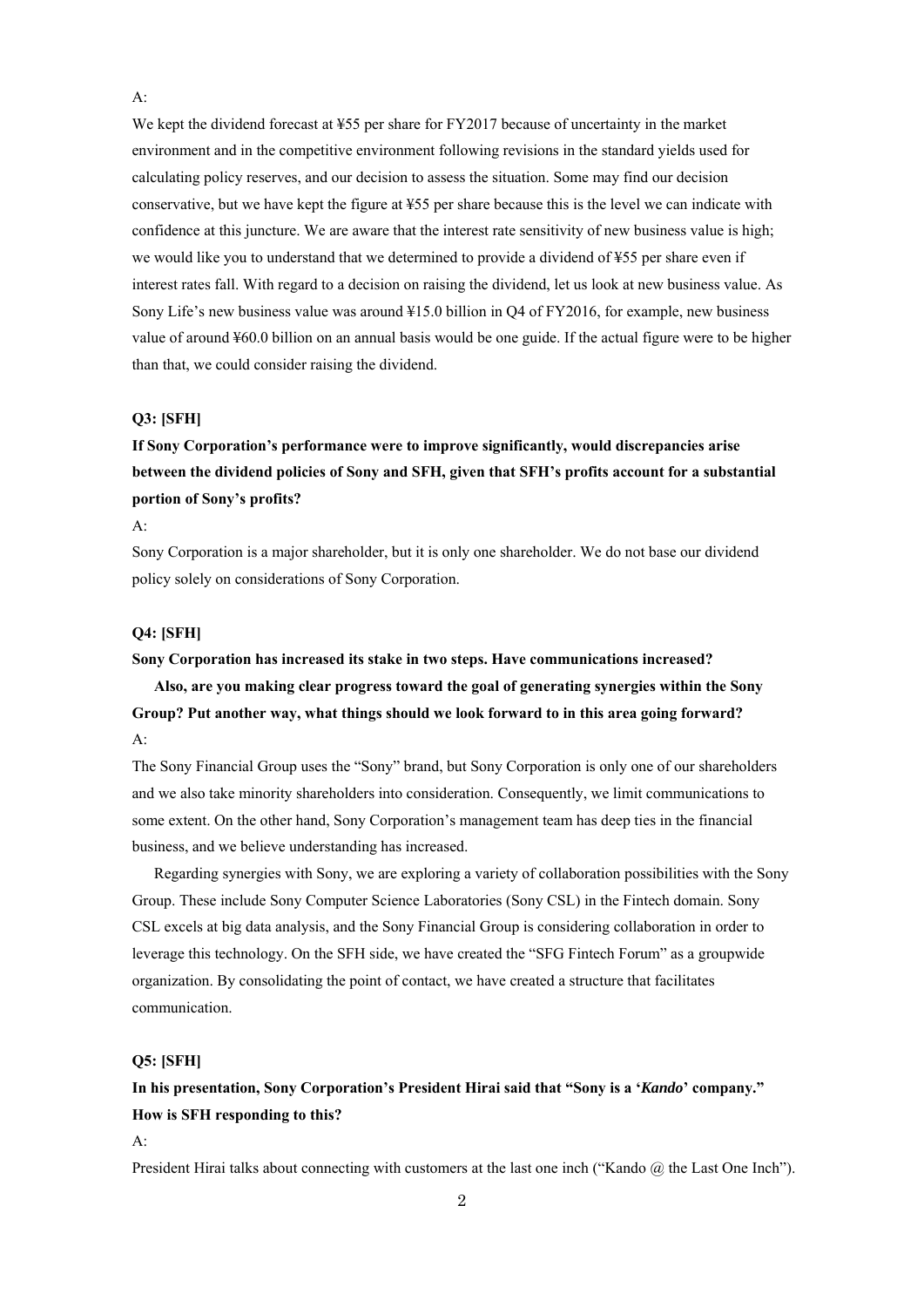A:

We kept the dividend forecast at ¥55 per share for FY2017 because of uncertainty in the market environment and in the competitive environment following revisions in the standard yields used for calculating policy reserves, and our decision to assess the situation. Some may find our decision conservative, but we have kept the figure at ¥55 per share because this is the level we can indicate with confidence at this juncture. We are aware that the interest rate sensitivity of new business value is high; we would like you to understand that we determined to provide a dividend of ¥55 per share even if interest rates fall. With regard to a decision on raising the dividend, let us look at new business value. As Sony Life's new business value was around ¥15.0 billion in Q4 of FY2016, for example, new business value of around ¥60.0 billion on an annual basis would be one guide. If the actual figure were to be higher than that, we could consider raising the dividend.

**Q3: [SFH]**

**If Sony Corporation's performance were to improve significantly, would discrepancies arise between the dividend policies of Sony and SFH, given that SFH's profits account for a substantial portion of Sony's profits?**

A:

Sony Corporation is a major shareholder, but it is only one shareholder. We do not base our dividend policy solely on considerations of Sony Corporation.

**Q4: [SFH]**

**Sony Corporation has increased its stake in two steps. Have communications increased?**

**Also, are you making clear progress toward the goal of generating synergies within the Sony Group? Put another way, what things should we look forward to in this area going forward?**

A:

The Sony Financial Group uses the "Sony" brand, but Sony Corporation is only one of our shareholders and we also take minority shareholders into consideration. Consequently, we limit communications to some extent. On the other hand, Sony Corporation's management team has deep ties in the financial business, and we believe understanding has increased.

Regarding synergies with Sony, we are exploring a variety of collaboration possibilities with the Sony Group. These include Sony Computer Science Laboratories (Sony CSL) in the Fintech domain. Sony CSL excels at big data analysis, and the Sony Financial Group is considering collaboration in order to leverage this technology. On the SFH side, we have created the "SFG Fintech Forum" as a groupwide organization. By consolidating the point of contact, we have created a structure that facilitates communication.

**Q5: [SFH]**

**In his presentation, Sony Corporation's President Hirai said that "Sony is a '*Kando*' company." How is SFH responding to this?**

A:

President Hirai talks about connecting with customers at the last one inch ("Kando @ the Last One Inch").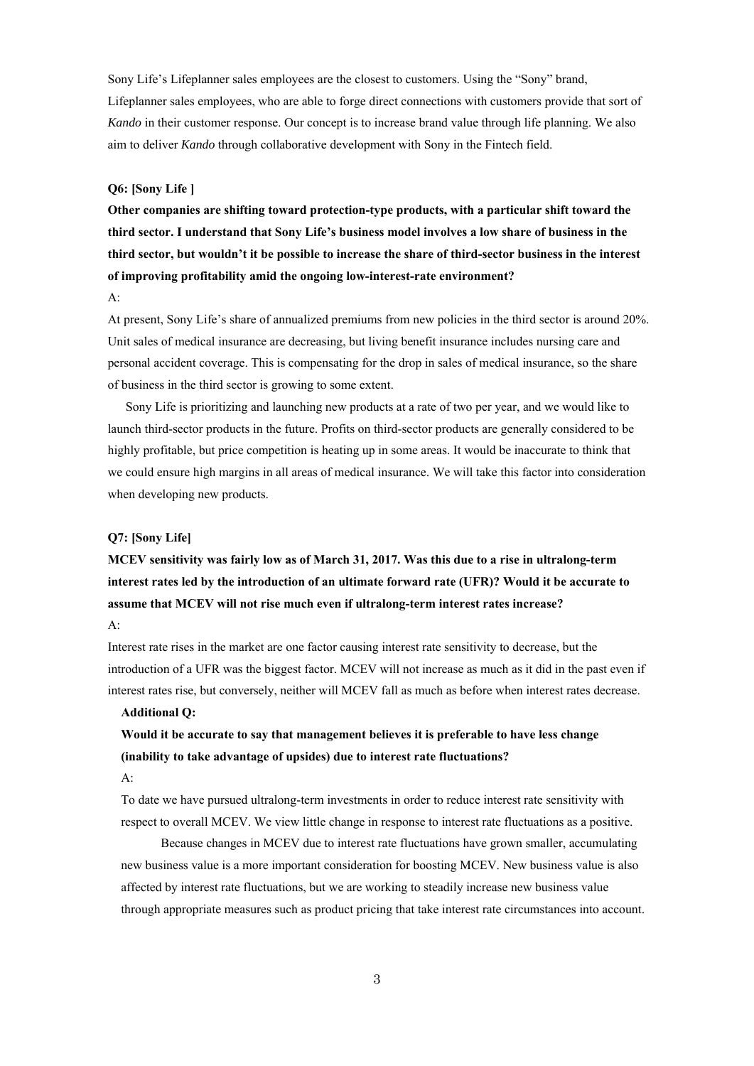Sony Life's Lifeplanner sales employees are the closest to customers. Using the "Sony" brand, Lifeplanner sales employees, who are able to forge direct connections with customers provide that sort of *Kando* in their customer response. Our concept is to increase brand value through life planning. We also aim to deliver *Kando* through collaborative development with Sony in the Fintech field.

**Q6: [Sony Life ]**

**Other companies are shifting toward protection-type products, with a particular shift toward the third sector. I understand that Sony Life's business model involves a low share of business in the third sector, but wouldn't it be possible to increase the share of third-sector business in the interest of improving profitability amid the ongoing low-interest-rate environment?**

A:

At present, Sony Life's share of annualized premiums from new policies in the third sector is around 20%. Unit sales of medical insurance are decreasing, but living benefit insurance includes nursing care and personal accident coverage. This is compensating for the drop in sales of medical insurance, so the share of business in the third sector is growing to some extent.

Sony Life is prioritizing and launching new products at a rate of two per year, and we would like to launch third-sector products in the future. Profits on third-sector products are generally considered to be highly profitable, but price competition is heating up in some areas. It would be inaccurate to think that we could ensure high margins in all areas of medical insurance. We will take this factor into consideration when developing new products.

**Q7: [Sony Life]**

**MCEV sensitivity was fairly low as of March 31, 2017. Was this due to a rise in ultralong-term interest rates led by the introduction of an ultimate forward rate (UFR)? Would it be accurate to assume that MCEV will not rise much even if ultralong-term interest rates increase?**

A:

Interest rate rises in the market are one factor causing interest rate sensitivity to decrease, but the introduction of a UFR was the biggest factor. MCEV will not increase as much as it did in the past even if interest rates rise, but conversely, neither will MCEV fall as much as before when interest rates decrease.

**Additional Q:**

**Would it be accurate to say that management believes it is preferable to have less change (inability to take advantage of upsides) due to interest rate fluctuations?**

A:

To date we have pursued ultralong-term investments in order to reduce interest rate sensitivity with respect to overall MCEV. We view little change in response to interest rate fluctuations as a positive.

Because changes in MCEV due to interest rate fluctuations have grown smaller, accumulating new business value is a more important consideration for boosting MCEV. New business value is also affected by interest rate fluctuations, but we are working to steadily increase new business value through appropriate measures such as product pricing that take interest rate circumstances into account.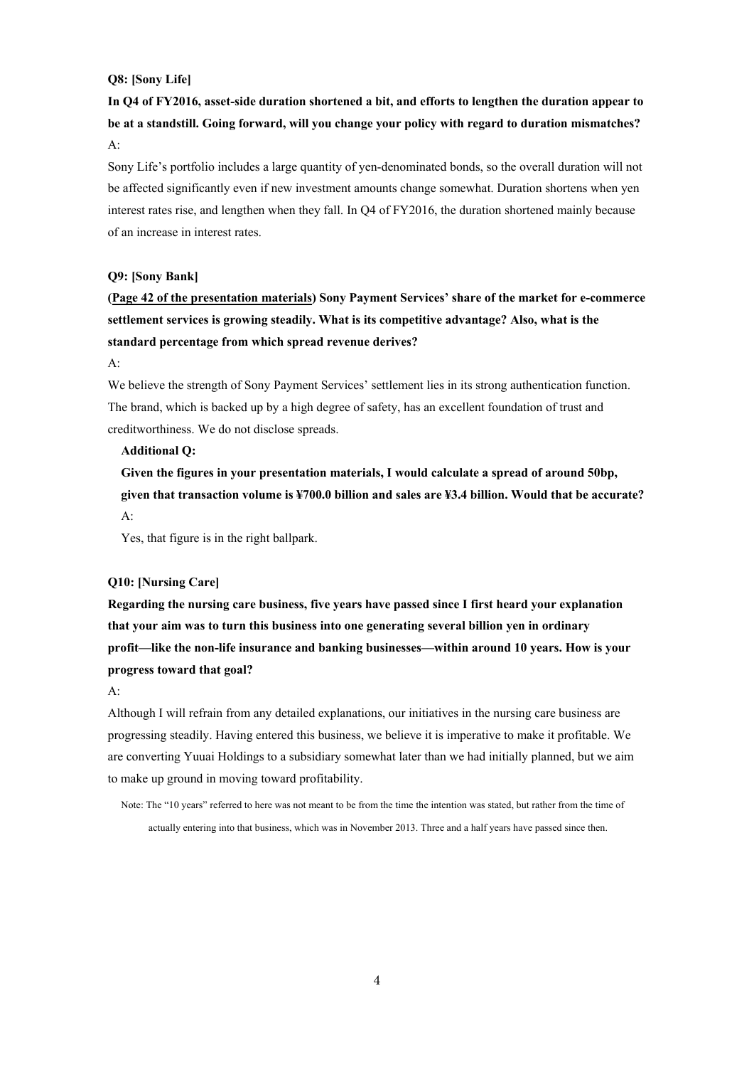**Q8: [Sony Life]**

**In Q4 of FY2016, asset-side duration shortened a bit, and efforts to lengthen the duration appear to be at a standstill. Going forward, will you change your policy with regard to duration mismatches?**

A:

Sony Life's portfolio includes a large quantity of yen-denominated bonds, so the overall duration will not be affected significantly even if new investment amounts change somewhat. Duration shortens when yen interest rates rise, and lengthen when they fall. In Q4 of FY2016, the duration shortened mainly because of an increase in interest rates.

**Q9: [Sony Bank]**

**(Page 42 of the presentation materials) Sony Payment Services' share of the market for e-commerce settlement services is growing steadily. What is its competitive advantage? Also, what is the standard percentage from which spread revenue derives?**

A:

We believe the strength of Sony Payment Services' settlement lies in its strong authentication function. The brand, which is backed up by a high degree of safety, has an excellent foundation of trust and creditworthiness. We do not disclose spreads.

**Additional Q:**

**Given the figures in your presentation materials, I would calculate a spread of around 50bp, given that transaction volume is ¥700.0 billion and sales are ¥3.4 billion. Would that be accurate?**

A:

Yes, that figure is in the right ballpark.

**Q10: [Nursing Care]**

**Regarding the nursing care business, five years have passed since I first heard your explanation that your aim was to turn this business into one generating several billion yen in ordinary profit—like the non-life insurance and banking businesses—within around 10 years. How is your progress toward that goal?**

A:

Although I will refrain from any detailed explanations, our initiatives in the nursing care business are progressing steadily. Having entered this business, we believe it is imperative to make it profitable. We are converting Yuuai Holdings to a subsidiary somewhat later than we had initially planned, but we aim to make up ground in moving toward profitability.

Note: The "10 years" referred to here was not meant to be from the time the intention was stated, but rather from the time of actually entering into that business, which was in November 2013. Three and a half years have passed since then.